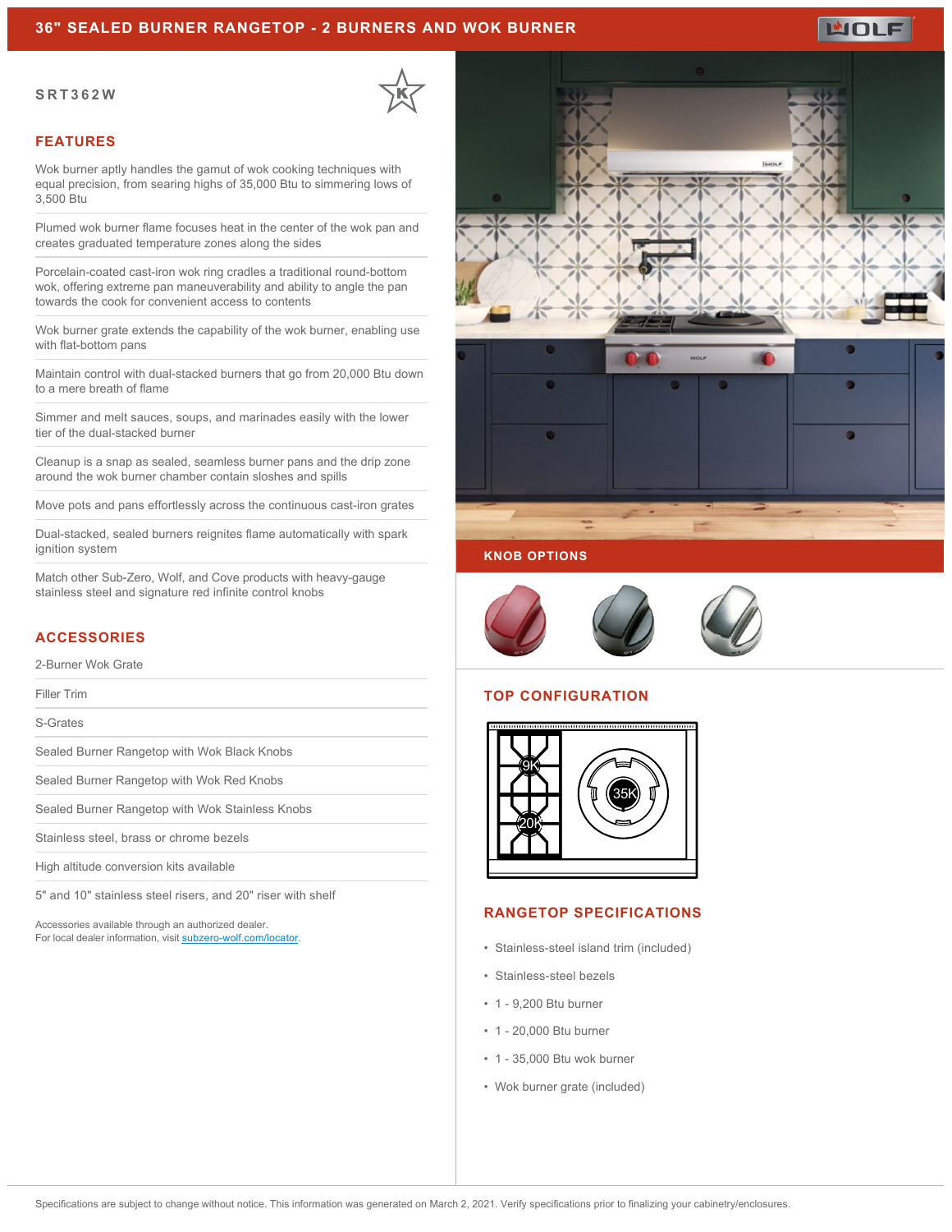# 36" SEALED BURNER RANGETOP - 2 BURNERS AND WOK BURNER

**SRT362W**

## FEATURES

Wok burner aptly handles the gamut of wok cooking techniques with equal precision, from searing highs of 35,000 Btu to simmering lows of 3,500 Btu

Plumed wok burner flame focuses heat in the center of the wok pan and creates graduated temperature zones along the sides

Porcelain-coated cast-iron wok ring cradles a traditional round-bottom wok, offering extreme pan maneuverability and ability to angle the pan towards the cook for convenient access to contents

Wok burner grate extends the capability of the wok burner, enabling use with flat-bottom pans

Maintain control with dual-stacked burners that go from 20,000 Btu down to a mere breath of flame

Simmer and melt sauces, soups, and marinades easily with the lower tier of the dual-stacked burner

Cleanup is a snap as sealed, seamless burner pans and the drip zone around the wok burner chamber contain sloshes and spills

Move pots and pans effortlessly across the continuous cast-iron grates

Dual-stacked, sealed burners reignites flame automatically with spark ignition system

Match other Sub-Zero, Wolf, and Cove products with heavy-gauge stainless steel and signature red infinite control knobs

## ACCESSORIES

2-Burner Wok Grate

Filler Trim

S-Grates

Sealed Burner Rangetop with Wok Black Knobs

Sealed Burner Rangetop with Wok Red Knobs

Sealed Burner Rangetop with Wok Stainless Knobs

Stainless steel, brass or chrome bezels

High altitude conversion kits available

5" and 10" stainless steel risers, and 20" riser with shelf

Accessories available through an authorized dealer.
For local dealer information, visit subzero-wolf.com/locator.

## KNOB OPTIONS

## TOP CONFIGURATION

9K 20K 35K

## RANGETOP SPECIFICATIONS

- Stainless-steel island trim (included)
- Stainless-steel bezels
- 1 - 9,200 Btu burner
- 1 - 20,000 Btu burner
- 1 - 35,000 Btu wok burner
- Wok burner grate (included)

Specifications are subject to change without notice. This information was generated on March 2, 2021. Verify specifications prior to finalizing your cabinetry/enclosures.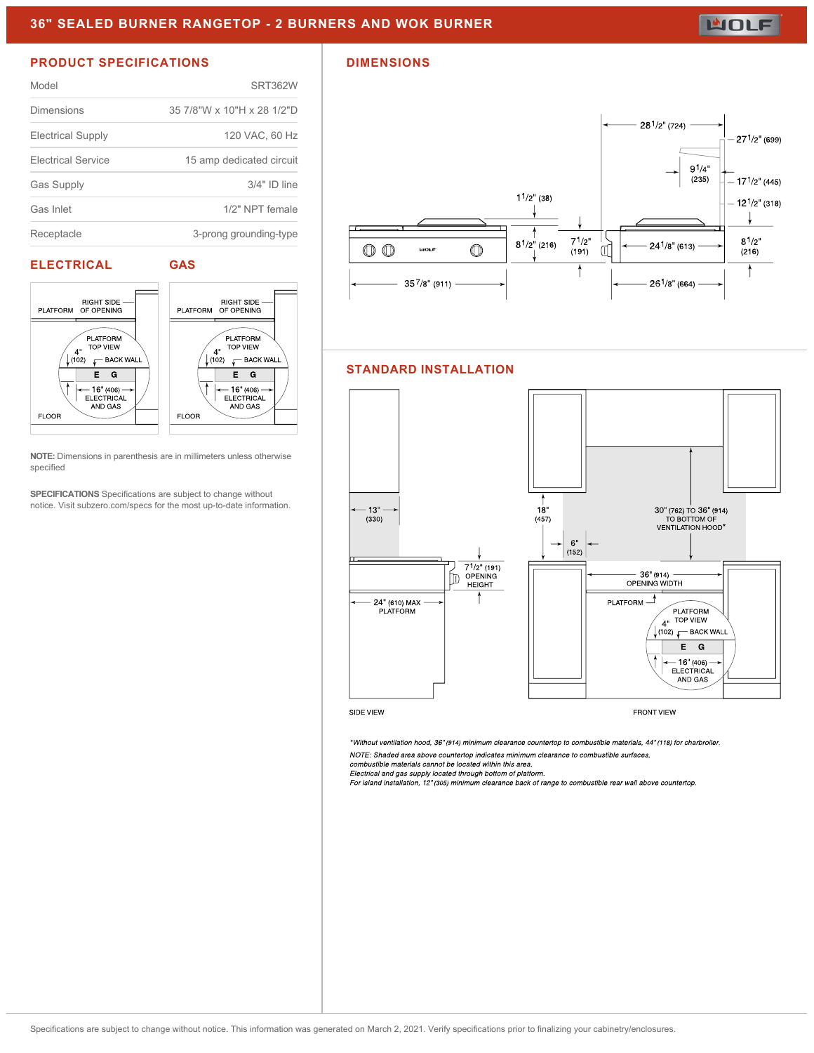# 36" SEALED BURNER RANGETOP - 2 BURNERS AND WOK BURNER

## PRODUCT SPECIFICATIONS

| | |
|---|---|
| Model | SRT362W |
| Dimensions | 35 7/8"W x 10"H x 28 1/2"D |
| Electrical Supply | 120 VAC, 60 Hz |
| Electrical Service | 15 amp dedicated circuit |
| Gas Supply | 3/4" ID line |
| Gas Inlet | 1/2" NPT female |
| Receptacle | 3-prong grounding-type |

## ELECTRICAL

PLATFORM
RIGHT SIDE OF OPENING
PLATFORM TOP VIEW
4" (102)
BACK WALL
E G
16" (406) ELECTRICAL AND GAS
FLOOR

## GAS

PLATFORM
RIGHT SIDE OF OPENING
PLATFORM TOP VIEW
4" (102)
BACK WALL
E G
16" (406) ELECTRICAL AND GAS
FLOOR

**NOTE:** Dimensions in parenthesis are in millimeters unless otherwise specified

**SPECIFICATIONS** Specifications are subject to change without notice. Visit subzero.com/specs for the most up-to-date information.

## DIMENSIONS

28 1/2" (724)
27 1/2" (699)
9 1/4" (235)
17 1/2" (445)
12 1/2" (318)
1 1/2" (38)
8 1/2" (216)
7 1/2" (191)
24 1/8" (613)
8 1/2" (216)
35 7/8" (911)
26 1/8" (664)

## STANDARD INSTALLATION

13" (330)
18" (457)
30" (762) TO 36" (914) TO BOTTOM OF VENTILATION HOOD*
6" (152)
7 1/2" (191) OPENING HEIGHT
36" (914) OPENING WIDTH
24" (610) MAX PLATFORM
PLATFORM
PLATFORM TOP VIEW
4" (102)
BACK WALL
E G
16" (406) ELECTRICAL AND GAS

SIDE VIEW

FRONT VIEW

*\*Without ventilation hood, 36" (914) minimum clearance countertop to combustible materials, 44" (118) for charbroiler.*

*NOTE: Shaded area above countertop indicates minimum clearance to combustible surfaces, combustible materials cannot be located within this area.*

*Electrical and gas supply located through bottom of platform.*

*For island installation, 12" (305) minimum clearance back of range to combustible rear wall above countertop.*

Specifications are subject to change without notice. This information was generated on March 2, 2021. Verify specifications prior to finalizing your cabinetry/enclosures.